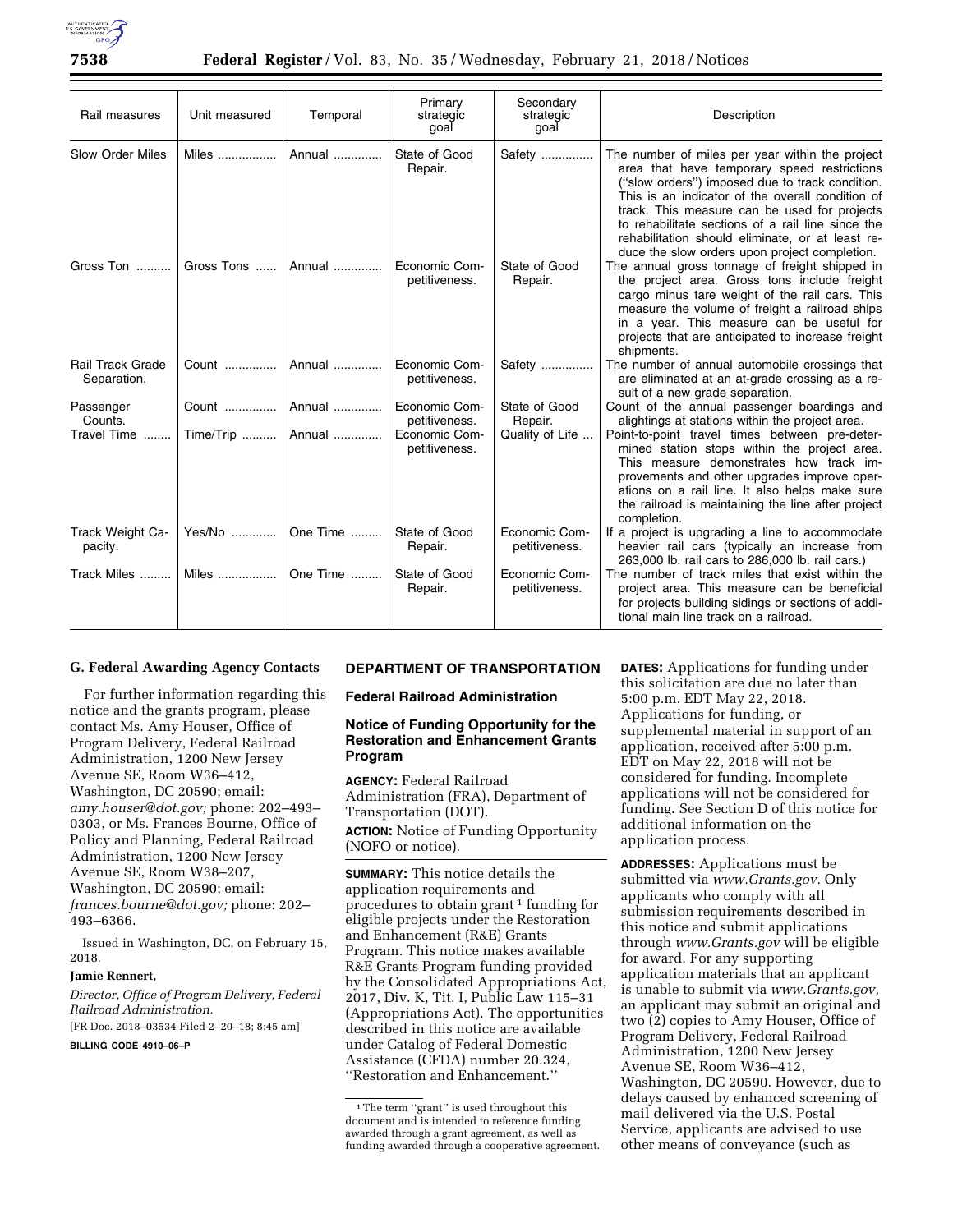| Rail measures | Unit measured | Temporal | Primary strategic goal | Secondary strategic goal | Description |
| --- | --- | --- | --- | --- | --- |
| Slow Order Miles | Miles | Annual | State of Good Repair. | Safety | The number of miles per year within the project area that have temporary speed restrictions ("slow orders") imposed due to track condition. This is an indicator of the overall condition of track. This measure can be used for projects to rehabilitate sections of a rail line since the rehabilitation should eliminate, or at least reduce the slow orders upon project completion. |
| Gross Ton | Gross Tons | Annual | Economic Competitiveness. | State of Good Repair. | The annual gross tonnage of freight shipped in the project area. Gross tons include freight cargo minus tare weight of the rail cars. This measure the volume of freight a railroad ships in a year. This measure can be useful for projects that are anticipated to increase freight shipments. |
| Rail Track Grade Separation. | Count | Annual | Economic Competitiveness. | Safety | The number of annual automobile crossings that are eliminated at an at-grade crossing as a result of a new grade separation. |
| Passenger Counts. | Count | Annual | Economic Competitiveness. | State of Good Repair. | Count of the annual passenger boardings and alightings at stations within the project area. |
| Travel Time | Time/Trip | Annual | Economic Competitiveness. | Quality of Life | Point-to-point travel times between pre-determined station stops within the project area. This measure demonstrates how track improvements and other upgrades improve operations on a rail line. It also helps make sure the railroad is maintaining the line after project completion. |
| Track Weight Capacity. | Yes/No | One Time | State of Good Repair. | Economic Competitiveness. | If a project is upgrading a line to accommodate heavier rail cars (typically an increase from 263,000 lb. rail cars to 286,000 lb. rail cars.) |
| Track Miles | Miles | One Time | State of Good Repair. | Economic Competitiveness. | The number of track miles that exist within the project area. This measure can be beneficial for projects building sidings or sections of additional main line track on a railroad. |

### G. Federal Awarding Agency Contacts

For further information regarding this notice and the grants program, please contact Ms. Amy Houser, Office of Program Delivery, Federal Railroad Administration, 1200 New Jersey Avenue SE, Room W36–412, Washington, DC 20590; email: *amy.houser@dot.gov;* phone: 202–493–0303, or Ms. Frances Bourne, Office of Policy and Planning, Federal Railroad Administration, 1200 New Jersey Avenue SE, Room W38–207, Washington, DC 20590; email: *frances.bourne@dot.gov;* phone: 202–493–6366.

Issued in Washington, DC, on February 15, 2018.

**Jamie Rennert,**

*Director, Office of Program Delivery, Federal Railroad Administration.*

[FR Doc. 2018–03534 Filed 2–20–18; 8:45 am]

**BILLING CODE 4910–06–P**

## DEPARTMENT OF TRANSPORTATION

### Federal Railroad Administration

### Notice of Funding Opportunity for the Restoration and Enhancement Grants Program

**AGENCY:** Federal Railroad Administration (FRA), Department of Transportation (DOT).

**ACTION:** Notice of Funding Opportunity (NOFO or notice).

**SUMMARY:** This notice details the application requirements and procedures to obtain grant[1] funding for eligible projects under the Restoration and Enhancement (R&E) Grants Program. This notice makes available R&E Grants Program funding provided by the Consolidated Appropriations Act, 2017, Div. K, Tit. I, Public Law 115–31 (Appropriations Act). The opportunities described in this notice are available under Catalog of Federal Domestic Assistance (CFDA) number 20.324, ''Restoration and Enhancement.''

[1] The term ''grant'' is used throughout this document and is intended to reference funding awarded through a grant agreement, as well as funding awarded through a cooperative agreement.

**DATES:** Applications for funding under this solicitation are due no later than 5:00 p.m. EDT May 22, 2018. Applications for funding, or supplemental material in support of an application, received after 5:00 p.m. EDT on May 22, 2018 will not be considered for funding. Incomplete applications will not be considered for funding. See Section D of this notice for additional information on the application process.

**ADDRESSES:** Applications must be submitted via *www.Grants.gov.* Only applicants who comply with all submission requirements described in this notice and submit applications through *www.Grants.gov* will be eligible for award. For any supporting application materials that an applicant is unable to submit via *www.Grants.gov,* an applicant may submit an original and two (2) copies to Amy Houser, Office of Program Delivery, Federal Railroad Administration, 1200 New Jersey Avenue SE, Room W36–412, Washington, DC 20590. However, due to delays caused by enhanced screening of mail delivered via the U.S. Postal Service, applicants are advised to use other means of conveyance (such as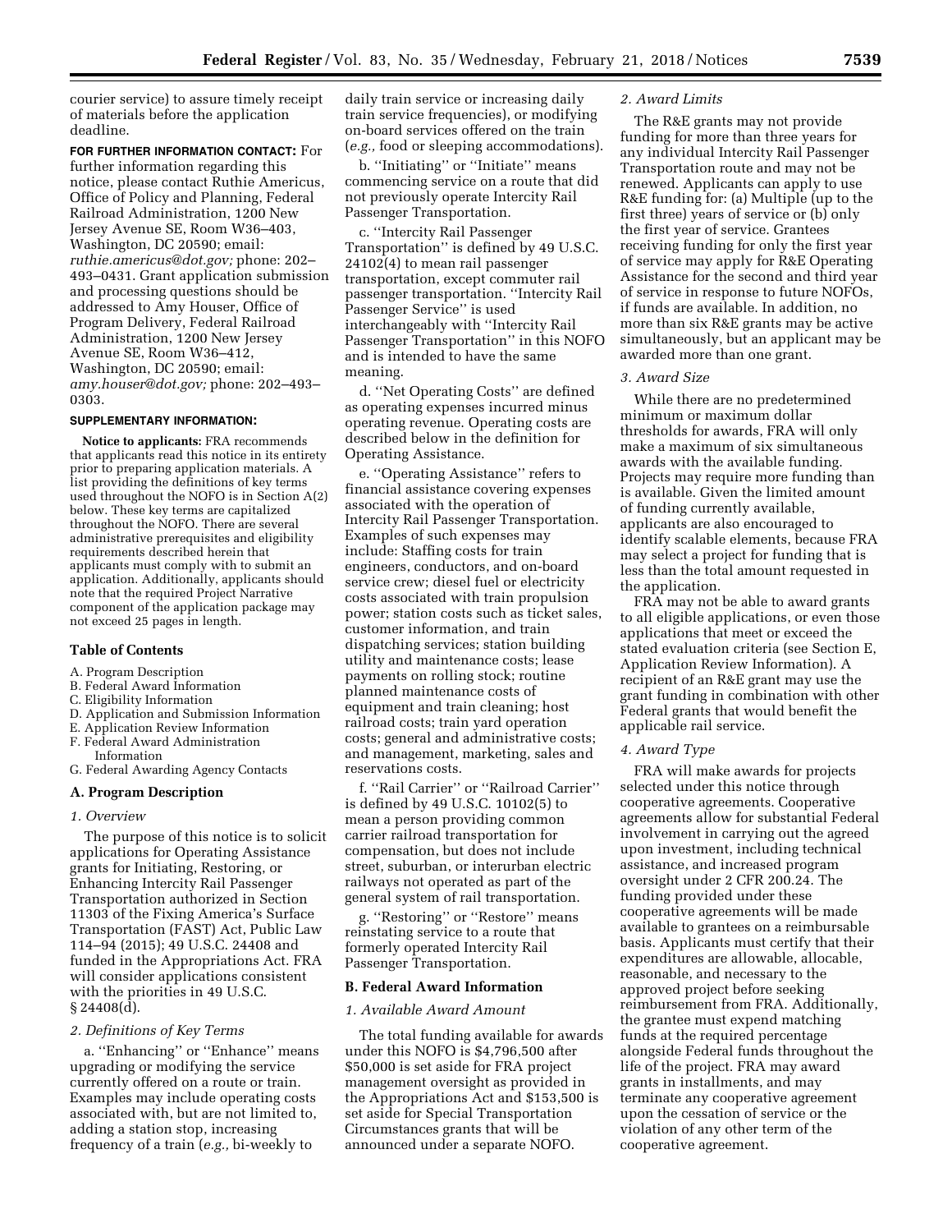courier service) to assure timely receipt of materials before the application deadline.

**FOR FURTHER INFORMATION CONTACT:** For further information regarding this notice, please contact Ruthie Americus, Office of Policy and Planning, Federal Railroad Administration, 1200 New Jersey Avenue SE, Room W36–403, Washington, DC 20590; email: *ruthie.americus@dot.gov;* phone: 202–493–0431. Grant application submission and processing questions should be addressed to Amy Houser, Office of Program Delivery, Federal Railroad Administration, 1200 New Jersey Avenue SE, Room W36–412, Washington, DC 20590; email: *amy.houser@dot.gov;* phone: 202–493–0303.

**SUPPLEMENTARY INFORMATION:**

**Notice to applicants:** FRA recommends that applicants read this notice in its entirety prior to preparing application materials. A list providing the definitions of key terms used throughout the NOFO is in Section A(2) below. These key terms are capitalized throughout the NOFO. There are several administrative prerequisites and eligibility requirements described herein that applicants must comply with to submit an application. Additionally, applicants should note that the required Project Narrative component of the application package may not exceed 25 pages in length.

### Table of Contents

A. Program Description
B. Federal Award Information
C. Eligibility Information
D. Application and Submission Information
E. Application Review Information
F. Federal Award Administration Information
G. Federal Awarding Agency Contacts

### A. Program Description

*1. Overview*

The purpose of this notice is to solicit applications for Operating Assistance grants for Initiating, Restoring, or Enhancing Intercity Rail Passenger Transportation authorized in Section 11303 of the Fixing America's Surface Transportation (FAST) Act, Public Law 114–94 (2015); 49 U.S.C. 24408 and funded in the Appropriations Act. FRA will consider applications consistent with the priorities in 49 U.S.C. § 24408(d).

*2. Definitions of Key Terms*

a. ''Enhancing'' or ''Enhance'' means upgrading or modifying the service currently offered on a route or train. Examples may include operating costs associated with, but are not limited to, adding a station stop, increasing frequency of a train (*e.g.,* bi-weekly to daily train service or increasing daily train service frequencies), or modifying on-board services offered on the train (*e.g.,* food or sleeping accommodations).

b. ''Initiating'' or ''Initiate'' means commencing service on a route that did not previously operate Intercity Rail Passenger Transportation.

c. ''Intercity Rail Passenger Transportation'' is defined by 49 U.S.C. 24102(4) to mean rail passenger transportation, except commuter rail passenger transportation. ''Intercity Rail Passenger Service'' is used interchangeably with ''Intercity Rail Passenger Transportation'' in this NOFO and is intended to have the same meaning.

d. ''Net Operating Costs'' are defined as operating expenses incurred minus operating revenue. Operating costs are described below in the definition for Operating Assistance.

e. ''Operating Assistance'' refers to financial assistance covering expenses associated with the operation of Intercity Rail Passenger Transportation. Examples of such expenses may include: Staffing costs for train engineers, conductors, and on-board service crew; diesel fuel or electricity costs associated with train propulsion power; station costs such as ticket sales, customer information, and train dispatching services; station building utility and maintenance costs; lease payments on rolling stock; routine planned maintenance costs of equipment and train cleaning; host railroad costs; train yard operation costs; general and administrative costs; and management, marketing, sales and reservations costs.

f. ''Rail Carrier'' or ''Railroad Carrier'' is defined by 49 U.S.C. 10102(5) to mean a person providing common carrier railroad transportation for compensation, but does not include street, suburban, or interurban electric railways not operated as part of the general system of rail transportation.

g. ''Restoring'' or ''Restore'' means reinstating service to a route that formerly operated Intercity Rail Passenger Transportation.

### B. Federal Award Information

*1. Available Award Amount*

The total funding available for awards under this NOFO is $4,796,500 after $50,000 is set aside for FRA project management oversight as provided in the Appropriations Act and $153,500 is set aside for Special Transportation Circumstances grants that will be announced under a separate NOFO.

*2. Award Limits*

The R&E grants may not provide funding for more than three years for any individual Intercity Rail Passenger Transportation route and may not be renewed. Applicants can apply to use R&E funding for: (a) Multiple (up to the first three) years of service or (b) only the first year of service. Grantees receiving funding for only the first year of service may apply for R&E Operating Assistance for the second and third year of service in response to future NOFOs, if funds are available. In addition, no more than six R&E grants may be active simultaneously, but an applicant may be awarded more than one grant.

*3. Award Size*

While there are no predetermined minimum or maximum dollar thresholds for awards, FRA will only make a maximum of six simultaneous awards with the available funding. Projects may require more funding than is available. Given the limited amount of funding currently available, applicants are also encouraged to identify scalable elements, because FRA may select a project for funding that is less than the total amount requested in the application.

FRA may not be able to award grants to all eligible applications, or even those applications that meet or exceed the stated evaluation criteria (see Section E, Application Review Information). A recipient of an R&E grant may use the grant funding in combination with other Federal grants that would benefit the applicable rail service.

*4. Award Type*

FRA will make awards for projects selected under this notice through cooperative agreements. Cooperative agreements allow for substantial Federal involvement in carrying out the agreed upon investment, including technical assistance, and increased program oversight under 2 CFR 200.24. The funding provided under these cooperative agreements will be made available to grantees on a reimbursable basis. Applicants must certify that their expenditures are allowable, allocable, reasonable, and necessary to the approved project before seeking reimbursement from FRA. Additionally, the grantee must expend matching funds at the required percentage alongside Federal funds throughout the life of the project. FRA may award grants in installments, and may terminate any cooperative agreement upon the cessation of service or the violation of any other term of the cooperative agreement.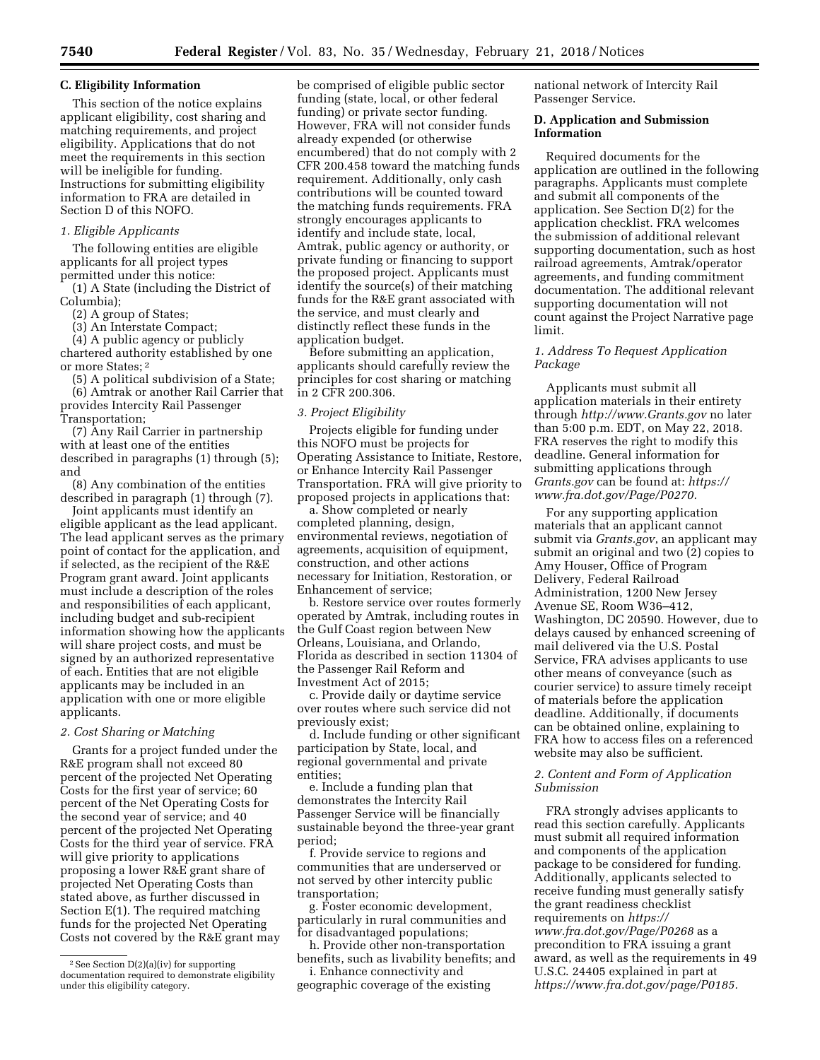## C. Eligibility Information

This section of the notice explains applicant eligibility, cost sharing and matching requirements, and project eligibility. Applications that do not meet the requirements in this section will be ineligible for funding. Instructions for submitting eligibility information to FRA are detailed in Section D of this NOFO.

### *1. Eligible Applicants*

The following entities are eligible applicants for all project types permitted under this notice:

(1) A State (including the District of Columbia);

(2) A group of States;

(3) An Interstate Compact;

(4) A public agency or publicly chartered authority established by one or more States; [2]

(5) A political subdivision of a State;

(6) Amtrak or another Rail Carrier that provides Intercity Rail Passenger Transportation;

(7) Any Rail Carrier in partnership with at least one of the entities described in paragraphs (1) through (5); and

(8) Any combination of the entities described in paragraph (1) through (7).

Joint applicants must identify an eligible applicant as the lead applicant. The lead applicant serves as the primary point of contact for the application, and if selected, as the recipient of the R&E Program grant award. Joint applicants must include a description of the roles and responsibilities of each applicant, including budget and sub-recipient information showing how the applicants will share project costs, and must be signed by an authorized representative of each. Entities that are not eligible applicants may be included in an application with one or more eligible applicants.

### *2. Cost Sharing or Matching*

Grants for a project funded under the R&E program shall not exceed 80 percent of the projected Net Operating Costs for the first year of service; 60 percent of the Net Operating Costs for the second year of service; and 40 percent of the projected Net Operating Costs for the third year of service. FRA will give priority to applications proposing a lower R&E grant share of projected Net Operating Costs than stated above, as further discussed in Section E(1). The required matching funds for the projected Net Operating Costs not covered by the R&E grant may be comprised of eligible public sector funding (state, local, or other federal funding) or private sector funding. However, FRA will not consider funds already expended (or otherwise encumbered) that do not comply with 2 CFR 200.458 toward the matching funds requirement. Additionally, only cash contributions will be counted toward the matching funds requirements. FRA strongly encourages applicants to identify and include state, local, Amtrak, public agency or authority, or private funding or financing to support the proposed project. Applicants must identify the source(s) of their matching funds for the R&E grant associated with the service, and must clearly and distinctly reflect these funds in the application budget.

Before submitting an application, applicants should carefully review the principles for cost sharing or matching in 2 CFR 200.306.

### *3. Project Eligibility*

Projects eligible for funding under this NOFO must be projects for Operating Assistance to Initiate, Restore, or Enhance Intercity Rail Passenger Transportation. FRA will give priority to proposed projects in applications that:

a. Show completed or nearly completed planning, design, environmental reviews, negotiation of agreements, acquisition of equipment, construction, and other actions necessary for Initiation, Restoration, or Enhancement of service;

b. Restore service over routes formerly operated by Amtrak, including routes in the Gulf Coast region between New Orleans, Louisiana, and Orlando, Florida as described in section 11304 of the Passenger Rail Reform and Investment Act of 2015;

c. Provide daily or daytime service over routes where such service did not previously exist;

d. Include funding or other significant participation by State, local, and regional governmental and private entities;

e. Include a funding plan that demonstrates the Intercity Rail Passenger Service will be financially sustainable beyond the three-year grant period;

f. Provide service to regions and communities that are underserved or not served by other intercity public transportation;

g. Foster economic development, particularly in rural communities and for disadvantaged populations;

h. Provide other non-transportation benefits, such as livability benefits; and

i. Enhance connectivity and geographic coverage of the existing national network of Intercity Rail Passenger Service.

## D. Application and Submission Information

Required documents for the application are outlined in the following paragraphs. Applicants must complete and submit all components of the application. See Section D(2) for the application checklist. FRA welcomes the submission of additional relevant supporting documentation, such as host railroad agreements, Amtrak/operator agreements, and funding commitment documentation. The additional relevant supporting documentation will not count against the Project Narrative page limit.

### *1. Address To Request Application Package*

Applicants must submit all application materials in their entirety through *http://www.Grants.gov* no later than 5:00 p.m. EDT, on May 22, 2018. FRA reserves the right to modify this deadline. General information for submitting applications through *Grants.gov* can be found at: *https://www.fra.dot.gov/Page/P0270.*

For any supporting application materials that an applicant cannot submit via *Grants.gov*, an applicant may submit an original and two (2) copies to Amy Houser, Office of Program Delivery, Federal Railroad Administration, 1200 New Jersey Avenue SE, Room W36–412, Washington, DC 20590. However, due to delays caused by enhanced screening of mail delivered via the U.S. Postal Service, FRA advises applicants to use other means of conveyance (such as courier service) to assure timely receipt of materials before the application deadline. Additionally, if documents can be obtained online, explaining to FRA how to access files on a referenced website may also be sufficient.

### *2. Content and Form of Application Submission*

FRA strongly advises applicants to read this section carefully. Applicants must submit all required information and components of the application package to be considered for funding. Additionally, applicants selected to receive funding must generally satisfy the grant readiness checklist requirements on *https://www.fra.dot.gov/Page/P0268* as a precondition to FRA issuing a grant award, as well as the requirements in 49 U.S.C. 24405 explained in part at *https://www.fra.dot.gov/page/P0185.*

---

[2] See Section D(2)(a)(iv) for supporting documentation required to demonstrate eligibility under this eligibility category.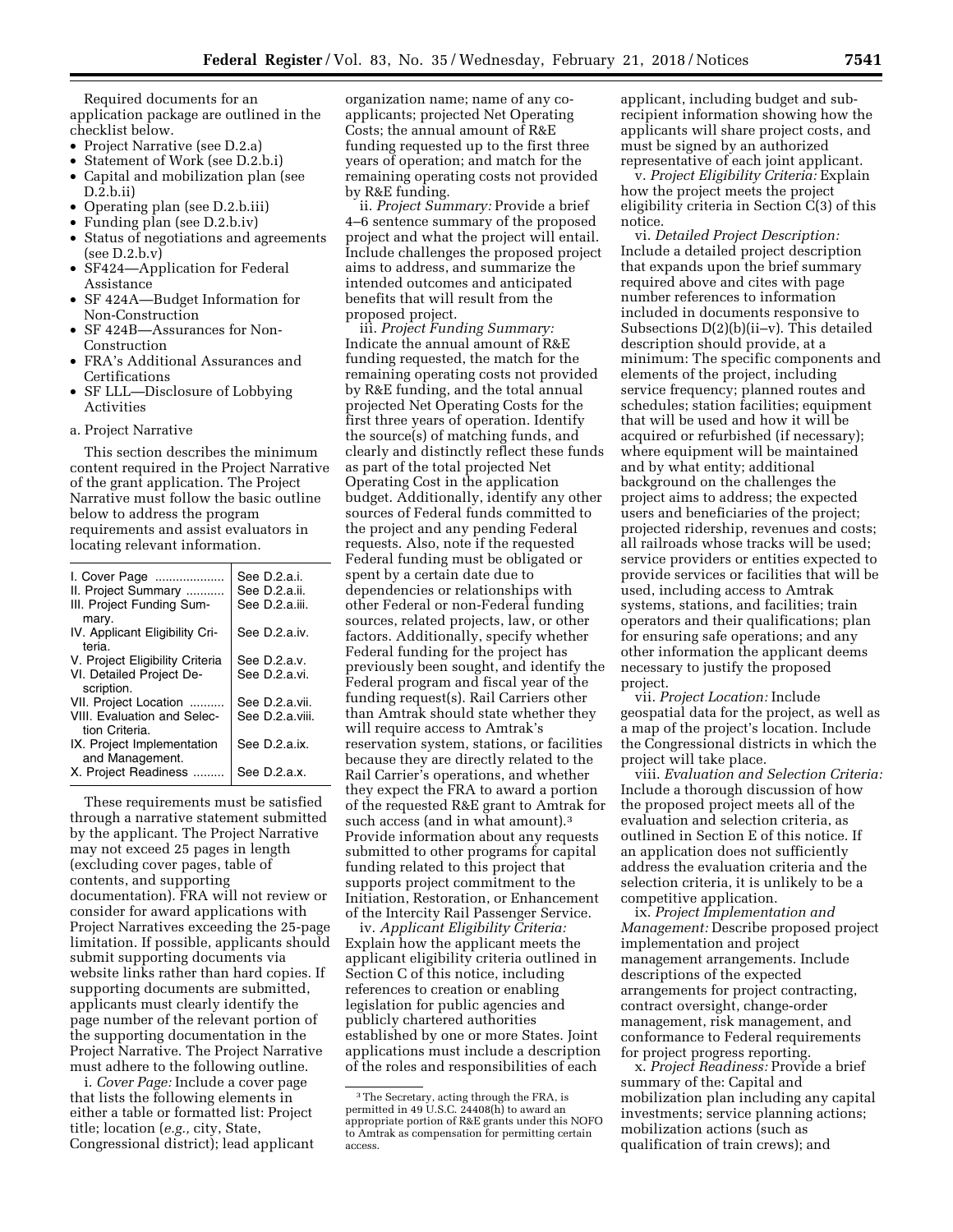Required documents for an application package are outlined in the checklist below.

- Project Narrative (see D.2.a)
- Statement of Work (see D.2.b.i)
- Capital and mobilization plan (see D.2.b.ii)
- Operating plan (see D.2.b.iii)
- Funding plan (see D.2.b.iv)
- Status of negotiations and agreements (see D.2.b.v)
- SF424—Application for Federal Assistance
- SF 424A—Budget Information for Non-Construction
- SF 424B—Assurances for Non-Construction
- FRA's Additional Assurances and Certifications
- SF LLL—Disclosure of Lobbying Activities

a. Project Narrative

This section describes the minimum content required in the Project Narrative of the grant application. The Project Narrative must follow the basic outline below to address the program requirements and assist evaluators in locating relevant information.

| | |
|---|---|
| I. Cover Page | See D.2.a.i. |
| II. Project Summary | See D.2.a.ii. |
| III. Project Funding Summary. | See D.2.a.iii. |
| IV. Applicant Eligibility Criteria. | See D.2.a.iv. |
| V. Project Eligibility Criteria | See D.2.a.v. |
| VI. Detailed Project Description. | See D.2.a.vi. |
| VII. Project Location | See D.2.a.vii. |
| VIII. Evaluation and Selection Criteria. | See D.2.a.viii. |
| IX. Project Implementation and Management. | See D.2.a.ix. |
| X. Project Readiness | See D.2.a.x. |

These requirements must be satisfied through a narrative statement submitted by the applicant. The Project Narrative may not exceed 25 pages in length (excluding cover pages, table of contents, and supporting documentation). FRA will not review or consider for award applications with Project Narratives exceeding the 25-page limitation. If possible, applicants should submit supporting documents via website links rather than hard copies. If supporting documents are submitted, applicants must clearly identify the page number of the relevant portion of the supporting documentation in the Project Narrative. The Project Narrative must adhere to the following outline.

i. *Cover Page:* Include a cover page that lists the following elements in either a table or formatted list: Project title; location (*e.g.,* city, State, Congressional district); lead applicant organization name; name of any co-applicants; projected Net Operating Costs; the annual amount of R&E funding requested up to the first three years of operation; and match for the remaining operating costs not provided by R&E funding.

ii. *Project Summary:* Provide a brief 4–6 sentence summary of the proposed project and what the project will entail. Include challenges the proposed project aims to address, and summarize the intended outcomes and anticipated benefits that will result from the proposed project.

iii. *Project Funding Summary:* Indicate the annual amount of R&E funding requested, the match for the remaining operating costs not provided by R&E funding, and the total annual projected Net Operating Costs for the first three years of operation. Identify the source(s) of matching funds, and clearly and distinctly reflect these funds as part of the total projected Net Operating Cost in the application budget. Additionally, identify any other sources of Federal funds committed to the project and any pending Federal requests. Also, note if the requested Federal funding must be obligated or spent by a certain date due to dependencies or relationships with other Federal or non-Federal funding sources, related projects, law, or other factors. Additionally, specify whether Federal funding for the project has previously been sought, and identify the Federal program and fiscal year of the funding request(s). Rail Carriers other than Amtrak should state whether they will require access to Amtrak's reservation system, stations, or facilities because they are directly related to the Rail Carrier's operations, and whether they expect the FRA to award a portion of the requested R&E grant to Amtrak for such access (and in what amount).[3] Provide information about any requests submitted to other programs for capital funding related to this project that supports project commitment to the Initiation, Restoration, or Enhancement of the Intercity Rail Passenger Service.

iv. *Applicant Eligibility Criteria:* Explain how the applicant meets the applicant eligibility criteria outlined in Section C of this notice, including references to creation or enabling legislation for public agencies and publicly chartered authorities established by one or more States. Joint applications must include a description of the roles and responsibilities of each applicant, including budget and sub-recipient information showing how the applicants will share project costs, and must be signed by an authorized representative of each joint applicant.

v. *Project Eligibility Criteria:* Explain how the project meets the project eligibility criteria in Section C(3) of this notice.

vi. *Detailed Project Description:* Include a detailed project description that expands upon the brief summary required above and cites with page number references to information included in documents responsive to Subsections D(2)(b)(ii–v). This detailed description should provide, at a minimum: The specific components and elements of the project, including service frequency; planned routes and schedules; station facilities; equipment that will be used and how it will be acquired or refurbished (if necessary); where equipment will be maintained and by what entity; additional background on the challenges the project aims to address; the expected users and beneficiaries of the project; projected ridership, revenues and costs; all railroads whose tracks will be used; service providers or entities expected to provide services or facilities that will be used, including access to Amtrak systems, stations, and facilities; train operators and their qualifications; plan for ensuring safe operations; and any other information the applicant deems necessary to justify the proposed project.

vii. *Project Location:* Include geospatial data for the project, as well as a map of the project's location. Include the Congressional districts in which the project will take place.

viii. *Evaluation and Selection Criteria:* Include a thorough discussion of how the proposed project meets all of the evaluation and selection criteria, as outlined in Section E of this notice. If an application does not sufficiently address the evaluation criteria and the selection criteria, it is unlikely to be a competitive application.

ix. *Project Implementation and Management:* Describe proposed project implementation and project management arrangements. Include descriptions of the expected arrangements for project contracting, contract oversight, change-order management, risk management, and conformance to Federal requirements for project progress reporting.

x. *Project Readiness:* Provide a brief summary of the: Capital and mobilization plan including any capital investments; service planning actions; mobilization actions (such as qualification of train crews); and

[3] The Secretary, acting through the FRA, is permitted in 49 U.S.C. 24408(h) to award an appropriate portion of R&E grants under this NOFO to Amtrak as compensation for permitting certain access.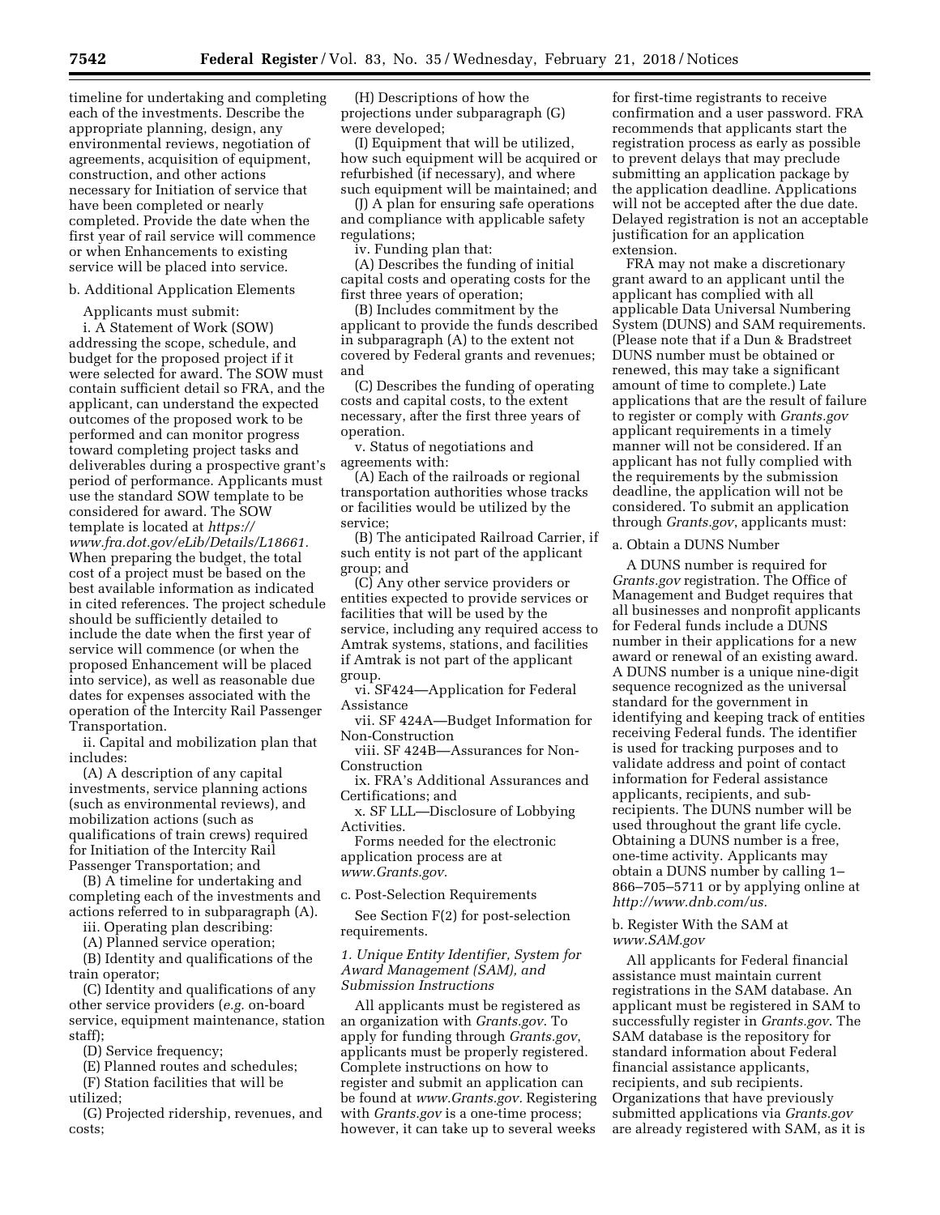timeline for undertaking and completing each of the investments. Describe the appropriate planning, design, any environmental reviews, negotiation of agreements, acquisition of equipment, construction, and other actions necessary for Initiation of service that have been completed or nearly completed. Provide the date when the first year of rail service will commence or when Enhancements to existing service will be placed into service.

b. Additional Application Elements

Applicants must submit:

i. A Statement of Work (SOW) addressing the scope, schedule, and budget for the proposed project if it were selected for award. The SOW must contain sufficient detail so FRA, and the applicant, can understand the expected outcomes of the proposed work to be performed and can monitor progress toward completing project tasks and deliverables during a prospective grant's period of performance. Applicants must use the standard SOW template to be considered for award. The SOW template is located at *https://www.fra.dot.gov/eLib/Details/L18661.* When preparing the budget, the total cost of a project must be based on the best available information as indicated in cited references. The project schedule should be sufficiently detailed to include the date when the first year of service will commence (or when the proposed Enhancement will be placed into service), as well as reasonable due dates for expenses associated with the operation of the Intercity Rail Passenger Transportation.

ii. Capital and mobilization plan that includes:

(A) A description of any capital investments, service planning actions (such as environmental reviews), and mobilization actions (such as qualifications of train crews) required for Initiation of the Intercity Rail Passenger Transportation; and

(B) A timeline for undertaking and completing each of the investments and actions referred to in subparagraph (A).

iii. Operating plan describing:

(A) Planned service operation;

(B) Identity and qualifications of the train operator;

(C) Identity and qualifications of any other service providers (*e.g.* on-board service, equipment maintenance, station staff);

(D) Service frequency;

(E) Planned routes and schedules;

(F) Station facilities that will be utilized;

(G) Projected ridership, revenues, and costs;

(H) Descriptions of how the projections under subparagraph (G) were developed;

(I) Equipment that will be utilized, how such equipment will be acquired or refurbished (if necessary), and where such equipment will be maintained; and

(J) A plan for ensuring safe operations and compliance with applicable safety regulations;

iv. Funding plan that:

(A) Describes the funding of initial capital costs and operating costs for the first three years of operation;

(B) Includes commitment by the applicant to provide the funds described in subparagraph (A) to the extent not covered by Federal grants and revenues; and

(C) Describes the funding of operating costs and capital costs, to the extent necessary, after the first three years of operation.

v. Status of negotiations and agreements with:

(A) Each of the railroads or regional transportation authorities whose tracks or facilities would be utilized by the service;

(B) The anticipated Railroad Carrier, if such entity is not part of the applicant group; and

(C) Any other service providers or entities expected to provide services or facilities that will be used by the service, including any required access to Amtrak systems, stations, and facilities if Amtrak is not part of the applicant group.

vi. SF424—Application for Federal Assistance

vii. SF 424A—Budget Information for Non-Construction

viii. SF 424B—Assurances for Non-Construction

ix. FRA's Additional Assurances and Certifications; and

x. SF LLL—Disclosure of Lobbying Activities.

Forms needed for the electronic application process are at *www.Grants.gov.*

c. Post-Selection Requirements

See Section F(2) for post-selection requirements.

*1. Unique Entity Identifier, System for Award Management (SAM), and Submission Instructions*

All applicants must be registered as an organization with *Grants.gov*. To apply for funding through *Grants.gov*, applicants must be properly registered. Complete instructions on how to register and submit an application can be found at *www.Grants.gov.* Registering with *Grants.gov* is a one-time process; however, it can take up to several weeks for first-time registrants to receive confirmation and a user password. FRA recommends that applicants start the registration process as early as possible to prevent delays that may preclude submitting an application package by the application deadline. Applications will not be accepted after the due date. Delayed registration is not an acceptable justification for an application extension.

FRA may not make a discretionary grant award to an applicant until the applicant has complied with all applicable Data Universal Numbering System (DUNS) and SAM requirements. (Please note that if a Dun & Bradstreet DUNS number must be obtained or renewed, this may take a significant amount of time to complete.) Late applications that are the result of failure to register or comply with *Grants.gov* applicant requirements in a timely manner will not be considered. If an applicant has not fully complied with the requirements by the submission deadline, the application will not be considered. To submit an application through *Grants.gov*, applicants must:

a. Obtain a DUNS Number

A DUNS number is required for *Grants.gov* registration. The Office of Management and Budget requires that all businesses and nonprofit applicants for Federal funds include a DUNS number in their applications for a new award or renewal of an existing award. A DUNS number is a unique nine-digit sequence recognized as the universal standard for the government in identifying and keeping track of entities receiving Federal funds. The identifier is used for tracking purposes and to validate address and point of contact information for Federal assistance applicants, recipients, and sub-recipients. The DUNS number will be used throughout the grant life cycle. Obtaining a DUNS number is a free, one-time activity. Applicants may obtain a DUNS number by calling 1–866–705–5711 or by applying online at *http://www.dnb.com/us.*

b. Register With the SAM at *www.SAM.gov*

All applicants for Federal financial assistance must maintain current registrations in the SAM database. An applicant must be registered in SAM to successfully register in *Grants.gov*. The SAM database is the repository for standard information about Federal financial assistance applicants, recipients, and sub recipients. Organizations that have previously submitted applications via *Grants.gov* are already registered with SAM, as it is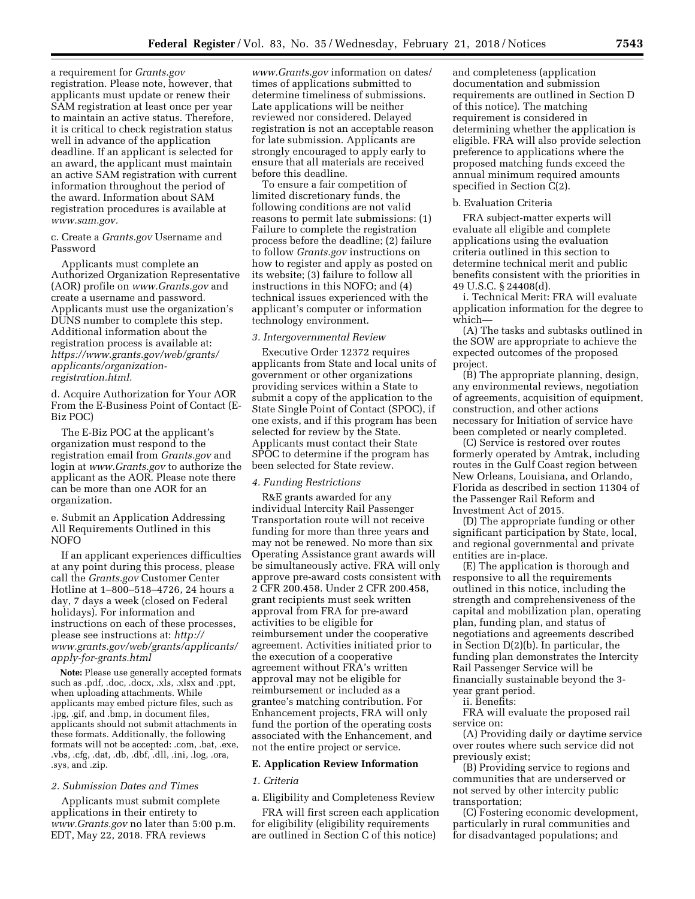a requirement for *Grants.gov* registration. Please note, however, that applicants must update or renew their SAM registration at least once per year to maintain an active status. Therefore, it is critical to check registration status well in advance of the application deadline. If an applicant is selected for an award, the applicant must maintain an active SAM registration with current information throughout the period of the award. Information about SAM registration procedures is available at *www.sam.gov.*

c. Create a *Grants.gov* Username and Password

Applicants must complete an Authorized Organization Representative (AOR) profile on *www.Grants.gov* and create a username and password. Applicants must use the organization's DUNS number to complete this step. Additional information about the registration process is available at: *https://www.grants.gov/web/grants/applicants/organization-registration.html.*

d. Acquire Authorization for Your AOR From the E-Business Point of Contact (E-Biz POC)

The E-Biz POC at the applicant's organization must respond to the registration email from *Grants.gov* and login at *www.Grants.gov* to authorize the applicant as the AOR. Please note there can be more than one AOR for an organization.

e. Submit an Application Addressing All Requirements Outlined in this NOFO

If an applicant experiences difficulties at any point during this process, please call the *Grants.gov* Customer Center Hotline at 1–800–518–4726, 24 hours a day, 7 days a week (closed on Federal holidays). For information and instructions on each of these processes, please see instructions at: *http://www.grants.gov/web/grants/applicants/apply-for-grants.html*

**Note:** Please use generally accepted formats such as .pdf, .doc, .docx, .xls, .xlsx and .ppt, when uploading attachments. While applicants may embed picture files, such as .jpg, .gif, and .bmp, in document files, applicants should not submit attachments in these formats. Additionally, the following formats will not be accepted: .com, .bat, .exe, .vbs, .cfg, .dat, .db, .dbf, .dll, .ini, .log, .ora, .sys, and .zip.

*2. Submission Dates and Times*

Applicants must submit complete applications in their entirety to *www.Grants.gov* no later than 5:00 p.m. EDT, May 22, 2018. FRA reviews *www.Grants.gov* information on dates/times of applications submitted to determine timeliness of submissions. Late applications will be neither reviewed nor considered. Delayed registration is not an acceptable reason for late submission. Applicants are strongly encouraged to apply early to ensure that all materials are received before this deadline.

To ensure a fair competition of limited discretionary funds, the following conditions are not valid reasons to permit late submissions: (1) Failure to complete the registration process before the deadline; (2) failure to follow *Grants.gov* instructions on how to register and apply as posted on its website; (3) failure to follow all instructions in this NOFO; and (4) technical issues experienced with the applicant's computer or information technology environment.

*3. Intergovernmental Review*

Executive Order 12372 requires applicants from State and local units of government or other organizations providing services within a State to submit a copy of the application to the State Single Point of Contact (SPOC), if one exists, and if this program has been selected for review by the State. Applicants must contact their State SPOC to determine if the program has been selected for State review.

*4. Funding Restrictions*

R&E grants awarded for any individual Intercity Rail Passenger Transportation route will not receive funding for more than three years and may not be renewed. No more than six Operating Assistance grant awards will be simultaneously active. FRA will only approve pre-award costs consistent with 2 CFR 200.458. Under 2 CFR 200.458, grant recipients must seek written approval from FRA for pre-award activities to be eligible for reimbursement under the cooperative agreement. Activities initiated prior to the execution of a cooperative agreement without FRA's written approval may not be eligible for reimbursement or included as a grantee's matching contribution. For Enhancement projects, FRA will only fund the portion of the operating costs associated with the Enhancement, and not the entire project or service.

## E. Application Review Information

*1. Criteria*

a. Eligibility and Completeness Review

FRA will first screen each application for eligibility (eligibility requirements are outlined in Section C of this notice) and completeness (application documentation and submission requirements are outlined in Section D of this notice). The matching requirement is considered in determining whether the application is eligible. FRA will also provide selection preference to applications where the proposed matching funds exceed the annual minimum required amounts specified in Section C(2).

b. Evaluation Criteria

FRA subject-matter experts will evaluate all eligible and complete applications using the evaluation criteria outlined in this section to determine technical merit and public benefits consistent with the priorities in 49 U.S.C. § 24408(d).

i. Technical Merit: FRA will evaluate application information for the degree to which—

(A) The tasks and subtasks outlined in the SOW are appropriate to achieve the expected outcomes of the proposed project.

(B) The appropriate planning, design, any environmental reviews, negotiation of agreements, acquisition of equipment, construction, and other actions necessary for Initiation of service have been completed or nearly completed.

(C) Service is restored over routes formerly operated by Amtrak, including routes in the Gulf Coast region between New Orleans, Louisiana, and Orlando, Florida as described in section 11304 of the Passenger Rail Reform and Investment Act of 2015.

(D) The appropriate funding or other significant participation by State, local, and regional governmental and private entities are in-place.

(E) The application is thorough and responsive to all the requirements outlined in this notice, including the strength and comprehensiveness of the capital and mobilization plan, operating plan, funding plan, and status of negotiations and agreements described in Section D(2)(b). In particular, the funding plan demonstrates the Intercity Rail Passenger Service will be financially sustainable beyond the 3-year grant period.

ii. Benefits:

FRA will evaluate the proposed rail service on:

(A) Providing daily or daytime service over routes where such service did not previously exist;

(B) Providing service to regions and communities that are underserved or not served by other intercity public transportation;

(C) Fostering economic development, particularly in rural communities and for disadvantaged populations; and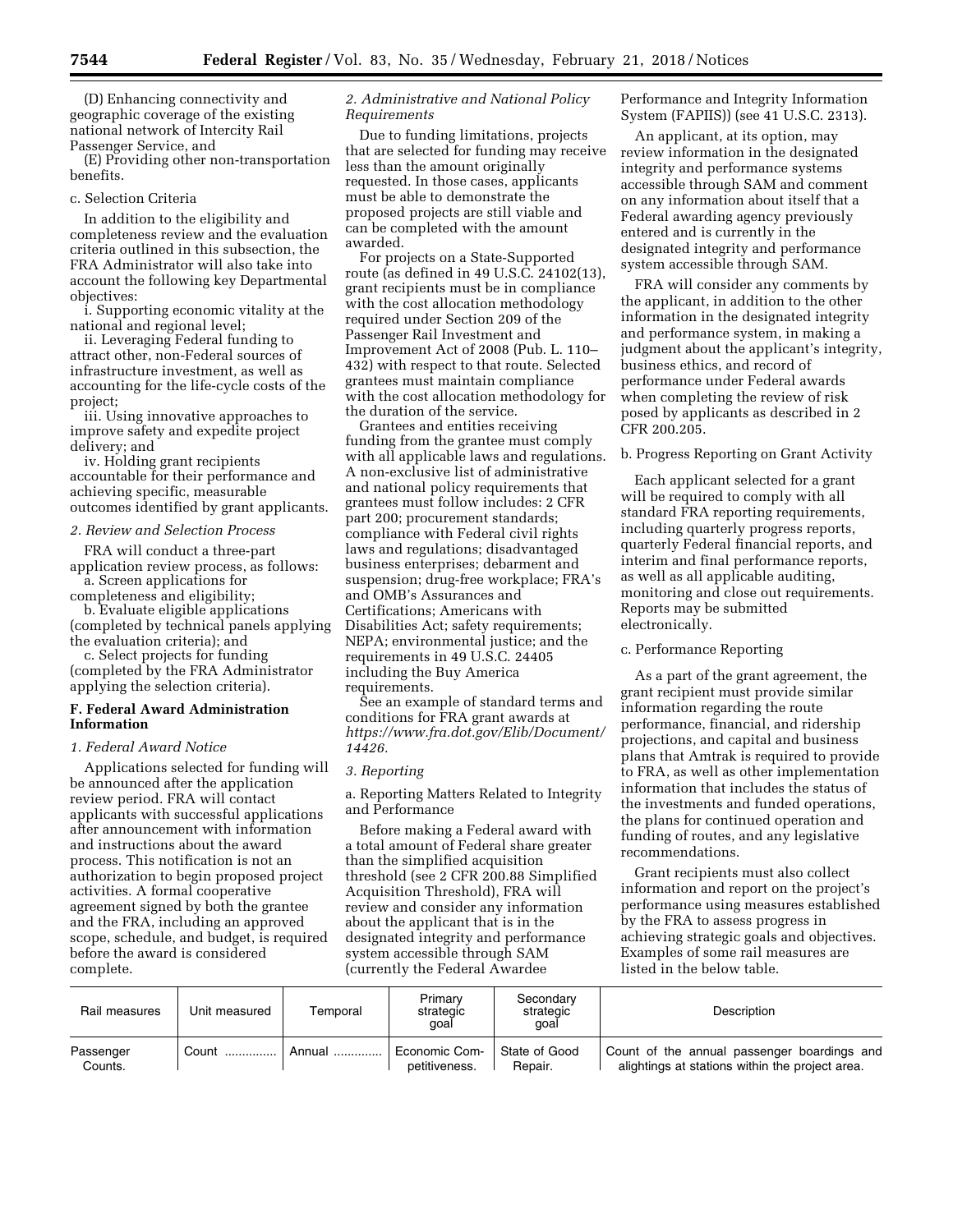(D) Enhancing connectivity and geographic coverage of the existing national network of Intercity Rail Passenger Service, and

(E) Providing other non-transportation benefits.

c. Selection Criteria

In addition to the eligibility and completeness review and the evaluation criteria outlined in this subsection, the FRA Administrator will also take into account the following key Departmental objectives:

i. Supporting economic vitality at the national and regional level;

ii. Leveraging Federal funding to attract other, non-Federal sources of infrastructure investment, as well as accounting for the life-cycle costs of the project;

iii. Using innovative approaches to improve safety and expedite project delivery; and

iv. Holding grant recipients accountable for their performance and achieving specific, measurable outcomes identified by grant applicants.

*2. Review and Selection Process*

FRA will conduct a three-part application review process, as follows:

a. Screen applications for completeness and eligibility;

b. Evaluate eligible applications (completed by technical panels applying the evaluation criteria); and

c. Select projects for funding (completed by the FRA Administrator applying the selection criteria).

## F. Federal Award Administration Information

*1. Federal Award Notice*

Applications selected for funding will be announced after the application review period. FRA will contact applicants with successful applications after announcement with information and instructions about the award process. This notification is not an authorization to begin proposed project activities. A formal cooperative agreement signed by both the grantee and the FRA, including an approved scope, schedule, and budget, is required before the award is considered complete.

*2. Administrative and National Policy Requirements*

Due to funding limitations, projects that are selected for funding may receive less than the amount originally requested. In those cases, applicants must be able to demonstrate the proposed projects are still viable and can be completed with the amount awarded.

For projects on a State-Supported route (as defined in 49 U.S.C. 24102(13), grant recipients must be in compliance with the cost allocation methodology required under Section 209 of the Passenger Rail Investment and Improvement Act of 2008 (Pub. L. 110–432) with respect to that route. Selected grantees must maintain compliance with the cost allocation methodology for the duration of the service.

Grantees and entities receiving funding from the grantee must comply with all applicable laws and regulations. A non-exclusive list of administrative and national policy requirements that grantees must follow includes: 2 CFR part 200; procurement standards; compliance with Federal civil rights laws and regulations; disadvantaged business enterprises; debarment and suspension; drug-free workplace; FRA's and OMB's Assurances and Certifications; Americans with Disabilities Act; safety requirements; NEPA; environmental justice; and the requirements in 49 U.S.C. 24405 including the Buy America requirements.

See an example of standard terms and conditions for FRA grant awards at *https://www.fra.dot.gov/Elib/Document/14426.*

*3. Reporting*

a. Reporting Matters Related to Integrity and Performance

Before making a Federal award with a total amount of Federal share greater than the simplified acquisition threshold (see 2 CFR 200.88 Simplified Acquisition Threshold), FRA will review and consider any information about the applicant that is in the designated integrity and performance system accessible through SAM (currently the Federal Awardee Performance and Integrity Information System (FAPIIS)) (see 41 U.S.C. 2313).

An applicant, at its option, may review information in the designated integrity and performance systems accessible through SAM and comment on any information about itself that a Federal awarding agency previously entered and is currently in the designated integrity and performance system accessible through SAM.

FRA will consider any comments by the applicant, in addition to the other information in the designated integrity and performance system, in making a judgment about the applicant's integrity, business ethics, and record of performance under Federal awards when completing the review of risk posed by applicants as described in 2 CFR 200.205.

b. Progress Reporting on Grant Activity

Each applicant selected for a grant will be required to comply with all standard FRA reporting requirements, including quarterly progress reports, quarterly Federal financial reports, and interim and final performance reports, as well as all applicable auditing, monitoring and close out requirements. Reports may be submitted electronically.

c. Performance Reporting

As a part of the grant agreement, the grant recipient must provide similar information regarding the route performance, financial, and ridership projections, and capital and business plans that Amtrak is required to provide to FRA, as well as other implementation information that includes the status of the investments and funded operations, the plans for continued operation and funding of routes, and any legislative recommendations.

Grant recipients must also collect information and report on the project's performance using measures established by the FRA to assess progress in achieving strategic goals and objectives. Examples of some rail measures are listed in the below table.

| Rail measures | Unit measured | Temporal | Primary strategic goal | Secondary strategic goal | Description |
|---|---|---|---|---|---|
| Passenger Counts. | Count | Annual | Economic Competitiveness. | State of Good Repair. | Count of the annual passenger boardings and alightings at stations within the project area. |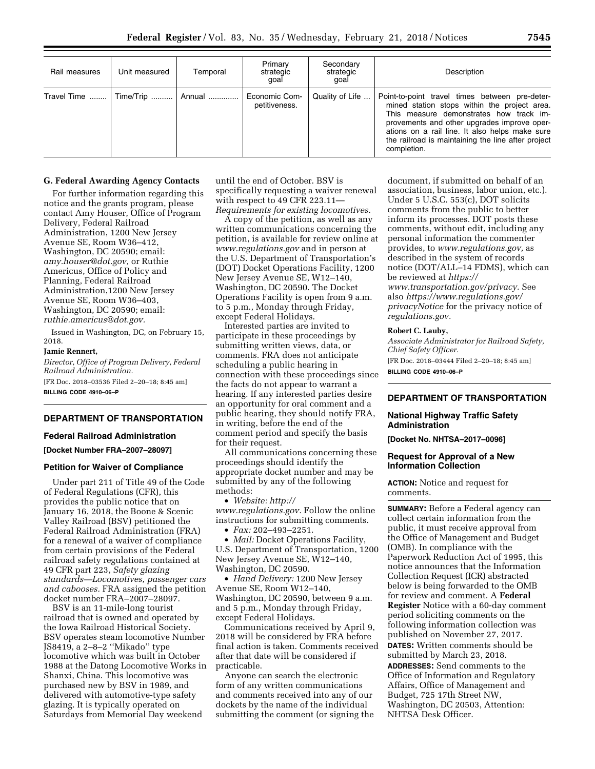| Rail measures | Unit measured | Temporal | Primary strategic goal | Secondary strategic goal | Description |
| --- | --- | --- | --- | --- | --- |
| Travel Time ........ | Time/Trip .......... | Annual ............. | Economic Competitiveness. | Quality of Life ... | Point-to-point travel times between pre-determined station stops within the project area. This measure demonstrates how track improvements and other upgrades improve operations on a rail line. It also helps make sure the railroad is maintaining the line after project completion. |

**G. Federal Awarding Agency Contacts**

For further information regarding this notice and the grants program, please contact Amy Houser, Office of Program Delivery, Federal Railroad Administration, 1200 New Jersey Avenue SE, Room W36–412, Washington, DC 20590; email: *amy.houser@dot.gov,* or Ruthie Americus, Office of Policy and Planning, Federal Railroad Administration,1200 New Jersey Avenue SE, Room W36–403, Washington, DC 20590; email: *ruthie.americus@dot.gov.*

Issued in Washington, DC, on February 15, 2018.

**Jamie Rennert,**

*Director, Office of Program Delivery, Federal Railroad Administration.*

[FR Doc. 2018–03536 Filed 2–20–18; 8:45 am]

**BILLING CODE 4910–06–P**

## DEPARTMENT OF TRANSPORTATION

### Federal Railroad Administration

**[Docket Number FRA–2007–28097]**

### Petition for Waiver of Compliance

Under part 211 of Title 49 of the Code of Federal Regulations (CFR), this provides the public notice that on January 16, 2018, the Boone & Scenic Valley Railroad (BSV) petitioned the Federal Railroad Administration (FRA) for a renewal of a waiver of compliance from certain provisions of the Federal railroad safety regulations contained at 49 CFR part 223, *Safety glazing standards—Locomotives, passenger cars and cabooses.* FRA assigned the petition docket number FRA–2007–28097.

BSV is an 11-mile-long tourist railroad that is owned and operated by the Iowa Railroad Historical Society. BSV operates steam locomotive Number JS8419, a 2–8–2 ''Mikado'' type locomotive which was built in October 1988 at the Datong Locomotive Works in Shanxi, China. This locomotive was purchased new by BSV in 1989, and delivered with automotive-type safety glazing. It is typically operated on Saturdays from Memorial Day weekend until the end of October. BSV is specifically requesting a waiver renewal with respect to 49 CFR 223.11—*Requirements for existing locomotives.*

A copy of the petition, as well as any written communications concerning the petition, is available for review online at *www.regulations.gov* and in person at the U.S. Department of Transportation's (DOT) Docket Operations Facility, 1200 New Jersey Avenue SE, W12–140, Washington, DC 20590. The Docket Operations Facility is open from 9 a.m. to 5 p.m., Monday through Friday, except Federal Holidays.

Interested parties are invited to participate in these proceedings by submitting written views, data, or comments. FRA does not anticipate scheduling a public hearing in connection with these proceedings since the facts do not appear to warrant a hearing. If any interested parties desire an opportunity for oral comment and a public hearing, they should notify FRA, in writing, before the end of the comment period and specify the basis for their request.

All communications concerning these proceedings should identify the appropriate docket number and may be submitted by any of the following methods:

- *Website: http://www.regulations.gov.* Follow the online instructions for submitting comments.
- *Fax:* 202–493–2251.
- *Mail:* Docket Operations Facility, U.S. Department of Transportation, 1200 New Jersey Avenue SE, W12–140, Washington, DC 20590.
- *Hand Delivery:* 1200 New Jersey Avenue SE, Room W12–140, Washington, DC 20590, between 9 a.m. and 5 p.m., Monday through Friday, except Federal Holidays.

Communications received by April 9, 2018 will be considered by FRA before final action is taken. Comments received after that date will be considered if practicable.

Anyone can search the electronic form of any written communications and comments received into any of our dockets by the name of the individual submitting the comment (or signing the document, if submitted on behalf of an association, business, labor union, etc.). Under 5 U.S.C. 553(c), DOT solicits comments from the public to better inform its processes. DOT posts these comments, without edit, including any personal information the commenter provides, to *www.regulations.gov,* as described in the system of records notice (DOT/ALL–14 FDMS), which can be reviewed at *https://www.transportation.gov/privacy.* See also *https://www.regulations.gov/privacyNotice* for the privacy notice of *regulations.gov.*

**Robert C. Lauby,**

*Associate Administrator for Railroad Safety, Chief Safety Officer.*

[FR Doc. 2018–03444 Filed 2–20–18; 8:45 am]

**BILLING CODE 4910–06–P**

## DEPARTMENT OF TRANSPORTATION

### National Highway Traffic Safety Administration

**[Docket No. NHTSA–2017–0096]**

### Request for Approval of a New Information Collection

**ACTION:** Notice and request for comments.

**SUMMARY:** Before a Federal agency can collect certain information from the public, it must receive approval from the Office of Management and Budget (OMB). In compliance with the Paperwork Reduction Act of 1995, this notice announces that the Information Collection Request (ICR) abstracted below is being forwarded to the OMB for review and comment. A **Federal Register** Notice with a 60-day comment period soliciting comments on the following information collection was published on November 27, 2017.

**DATES:** Written comments should be submitted by March 23, 2018.

**ADDRESSES:** Send comments to the Office of Information and Regulatory Affairs, Office of Management and Budget, 725 17th Street NW, Washington, DC 20503, Attention: NHTSA Desk Officer.